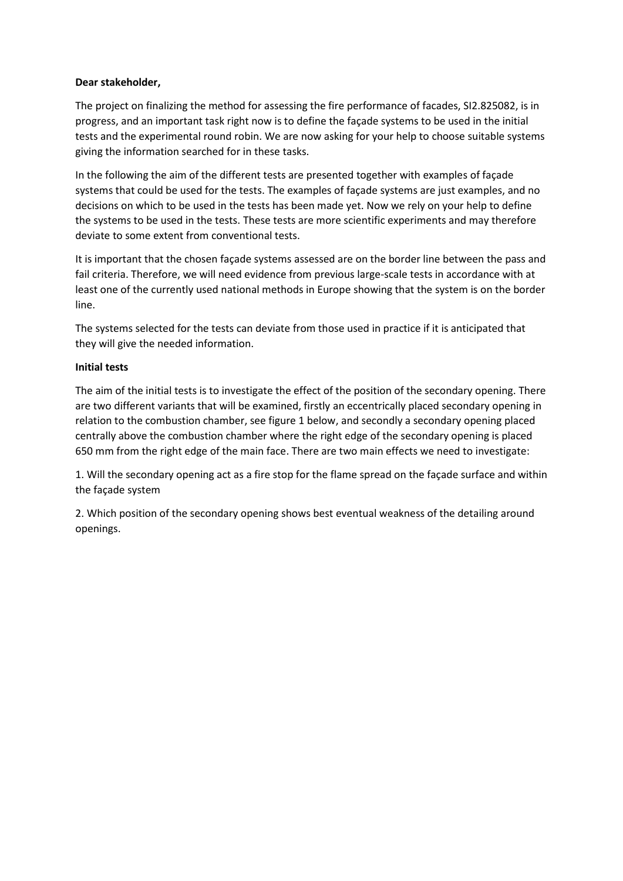**Dear stakeholder,**

The project on finalizing the method for assessing the fire performance of facades, SI2.825082, is in progress, and an important task right now is to define the façade systems to be used in the initial tests and the experimental round robin. We are now asking for your help to choose suitable systems giving the information searched for in these tasks.

In the following the aim of the different tests are presented together with examples of façade systems that could be used for the tests. The examples of façade systems are just examples, and no decisions on which to be used in the tests has been made yet. Now we rely on your help to define the systems to be used in the tests. These tests are more scientific experiments and may therefore deviate to some extent from conventional tests.

It is important that the chosen façade systems assessed are on the border line between the pass and fail criteria. Therefore, we will need evidence from previous large-scale tests in accordance with at least one of the currently used national methods in Europe showing that the system is on the border line.

The systems selected for the tests can deviate from those used in practice if it is anticipated that they will give the needed information.

**Initial tests**

The aim of the initial tests is to investigate the effect of the position of the secondary opening. There are two different variants that will be examined, firstly an eccentrically placed secondary opening in relation to the combustion chamber, see figure 1 below, and secondly a secondary opening placed centrally above the combustion chamber where the right edge of the secondary opening is placed 650 mm from the right edge of the main face. There are two main effects we need to investigate:

1. Will the secondary opening act as a fire stop for the flame spread on the façade surface and within the façade system

2. Which position of the secondary opening shows best eventual weakness of the detailing around openings.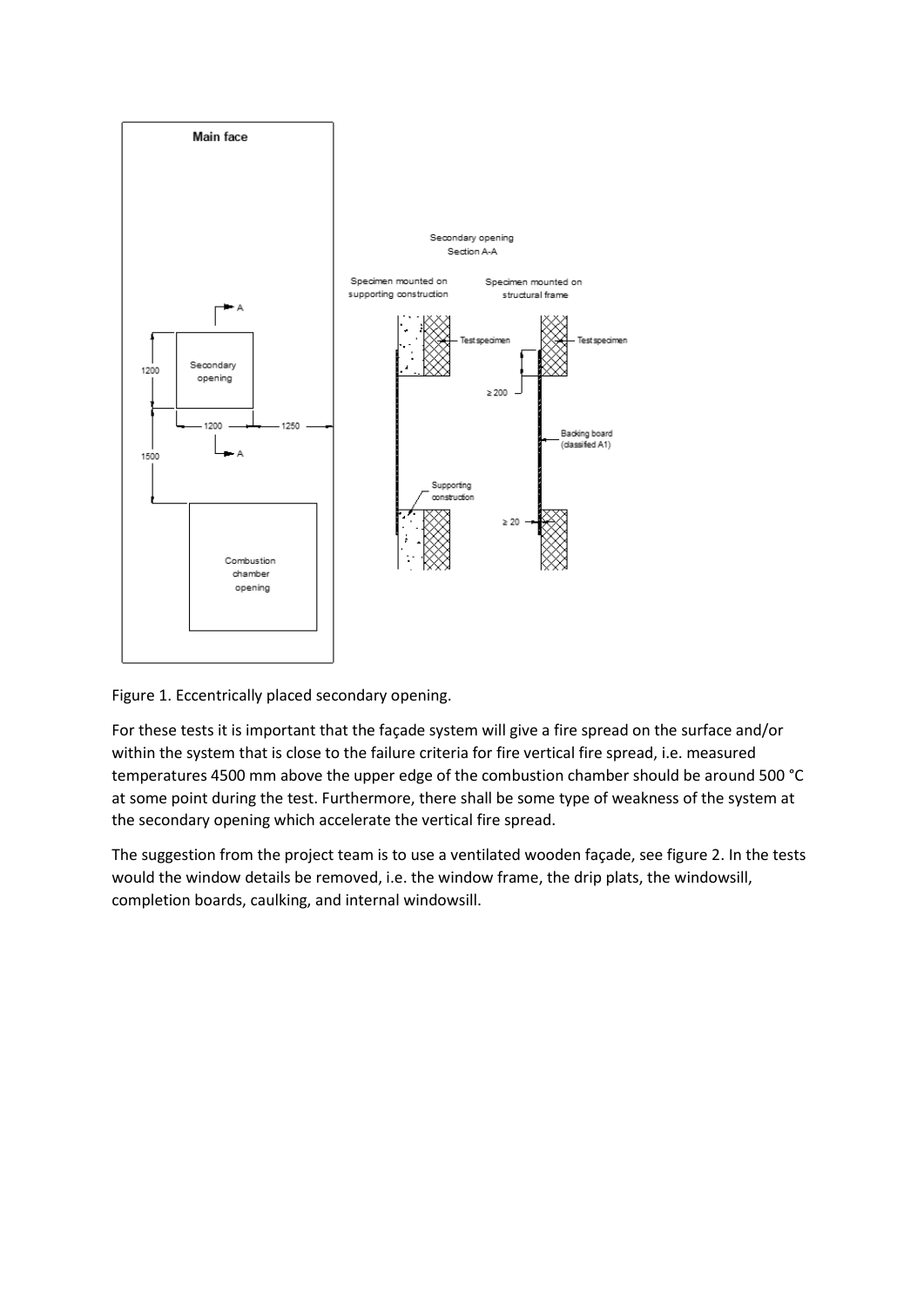Figure 1. Eccentrically placed secondary opening.

For these tests it is important that the façade system will give a fire spread on the surface and/or within the system that is close to the failure criteria for fire vertical fire spread, i.e. measured temperatures 4500 mm above the upper edge of the combustion chamber should be around 500 °C at some point during the test. Furthermore, there shall be some type of weakness of the system at the secondary opening which accelerate the vertical fire spread.

The suggestion from the project team is to use a ventilated wooden façade, see figure 2. In the tests would the window details be removed, i.e. the window frame, the drip plats, the windowsill, completion boards, caulking, and internal windowsill.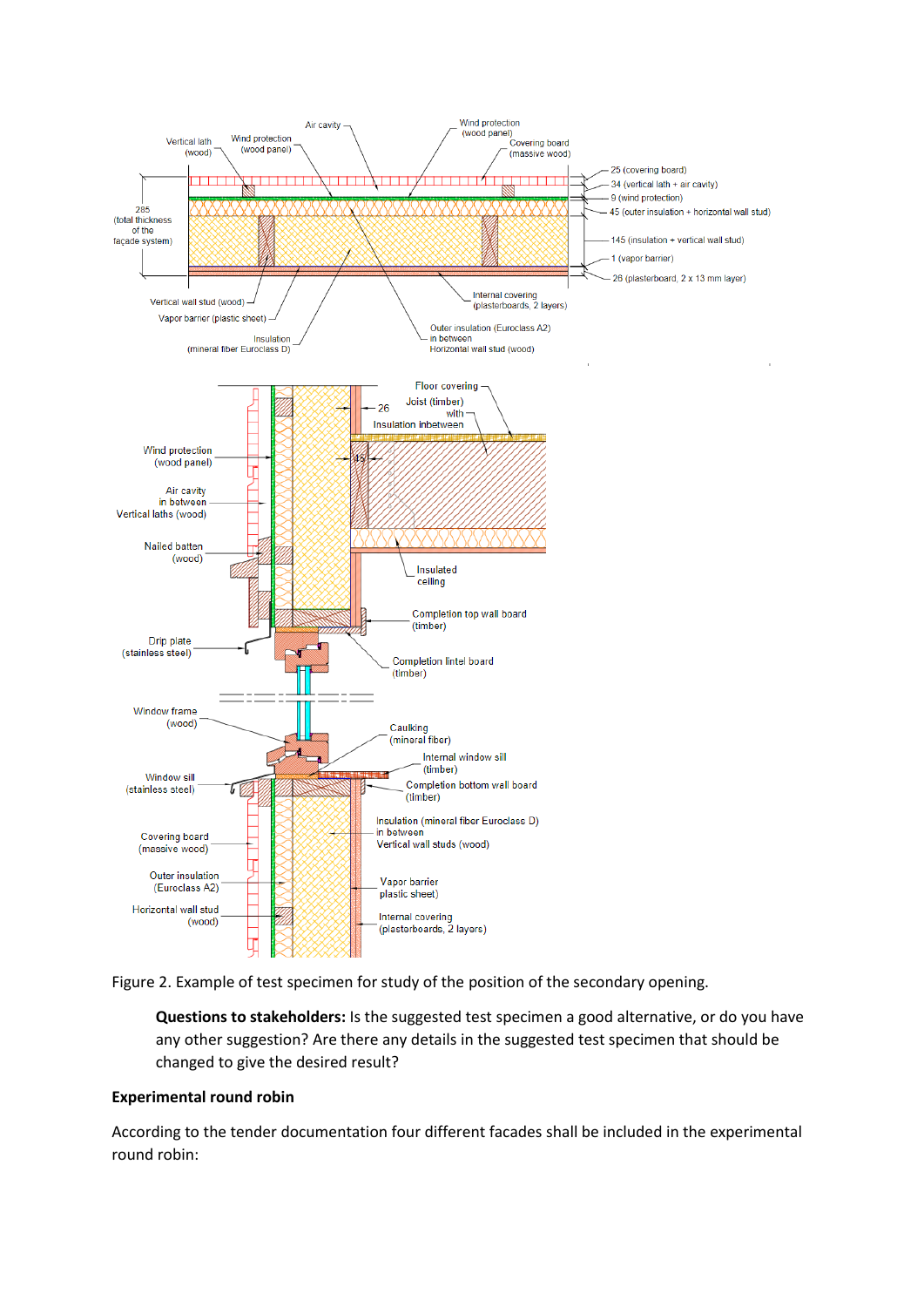Figure 2. Example of test specimen for study of the position of the secondary opening.

> **Questions to stakeholders:** Is the suggested test specimen a good alternative, or do you have any other suggestion? Are there any details in the suggested test specimen that should be changed to give the desired result?

**Experimental round robin**

According to the tender documentation four different facades shall be included in the experimental round robin: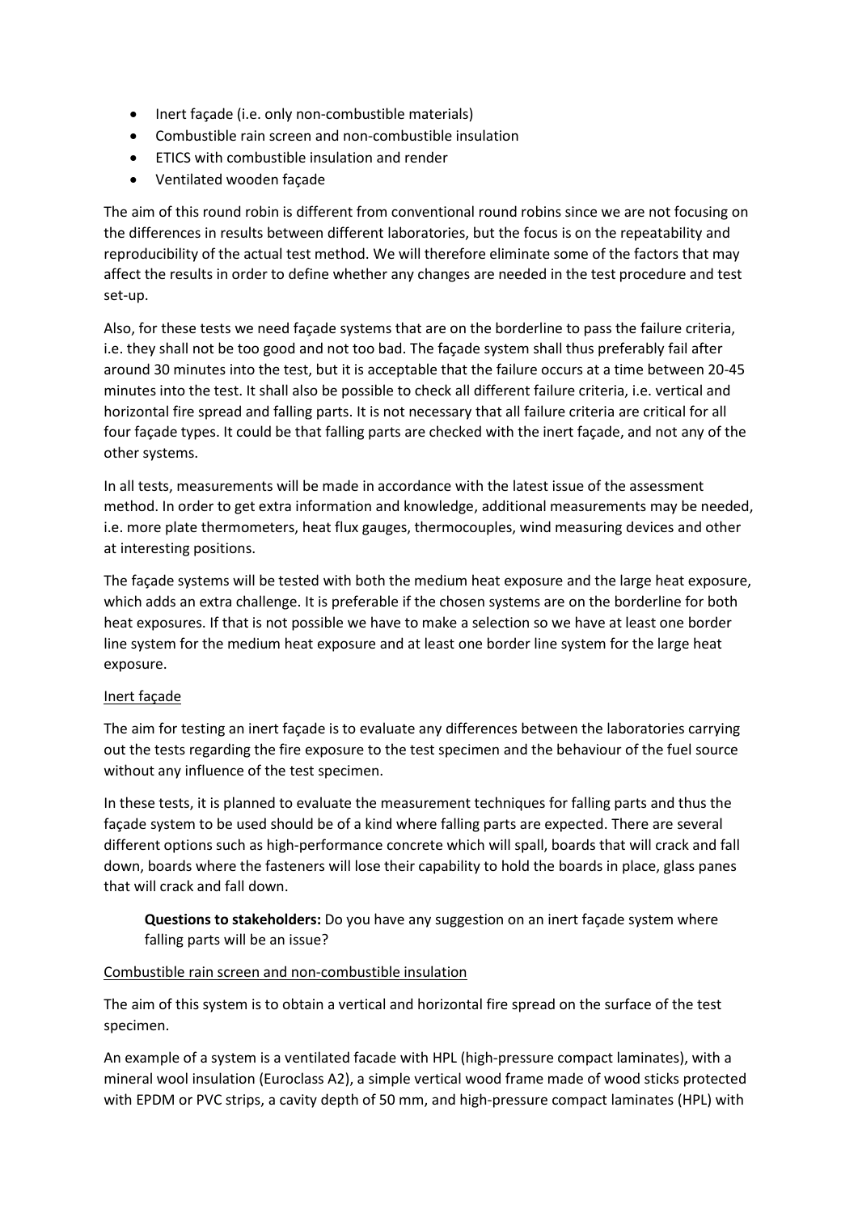- Inert façade (i.e. only non-combustible materials)
- Combustible rain screen and non-combustible insulation
- ETICS with combustible insulation and render
- Ventilated wooden façade

The aim of this round robin is different from conventional round robins since we are not focusing on the differences in results between different laboratories, but the focus is on the repeatability and reproducibility of the actual test method. We will therefore eliminate some of the factors that may affect the results in order to define whether any changes are needed in the test procedure and test set-up.

Also, for these tests we need façade systems that are on the borderline to pass the failure criteria, i.e. they shall not be too good and not too bad. The façade system shall thus preferably fail after around 30 minutes into the test, but it is acceptable that the failure occurs at a time between 20-45 minutes into the test. It shall also be possible to check all different failure criteria, i.e. vertical and horizontal fire spread and falling parts. It is not necessary that all failure criteria are critical for all four façade types. It could be that falling parts are checked with the inert façade, and not any of the other systems.

In all tests, measurements will be made in accordance with the latest issue of the assessment method. In order to get extra information and knowledge, additional measurements may be needed, i.e. more plate thermometers, heat flux gauges, thermocouples, wind measuring devices and other at interesting positions.

The façade systems will be tested with both the medium heat exposure and the large heat exposure, which adds an extra challenge. It is preferable if the chosen systems are on the borderline for both heat exposures. If that is not possible we have to make a selection so we have at least one border line system for the medium heat exposure and at least one border line system for the large heat exposure.

<u>Inert façade</u>

The aim for testing an inert façade is to evaluate any differences between the laboratories carrying out the tests regarding the fire exposure to the test specimen and the behaviour of the fuel source without any influence of the test specimen.

In these tests, it is planned to evaluate the measurement techniques for falling parts and thus the façade system to be used should be of a kind where falling parts are expected. There are several different options such as high-performance concrete which will spall, boards that will crack and fall down, boards where the fasteners will lose their capability to hold the boards in place, glass panes that will crack and fall down.

> **Questions to stakeholders:** Do you have any suggestion on an inert façade system where falling parts will be an issue?

<u>Combustible rain screen and non-combustible insulation</u>

The aim of this system is to obtain a vertical and horizontal fire spread on the surface of the test specimen.

An example of a system is a ventilated facade with HPL (high-pressure compact laminates), with a mineral wool insulation (Euroclass A2), a simple vertical wood frame made of wood sticks protected with EPDM or PVC strips, a cavity depth of 50 mm, and high-pressure compact laminates (HPL) with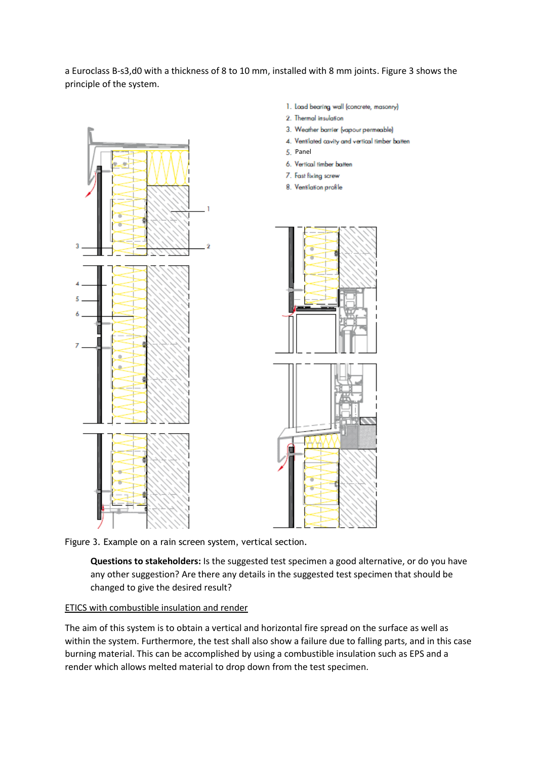a Euroclass B-s3,d0 with a thickness of 8 to 10 mm, installed with 8 mm joints. Figure 3 shows the principle of the system.

1. Load bearing wall (concrete, masonry)
2. Thermal insulation
3. Weather barrier (vapour permeable)
4. Ventilated cavity and vertical timber batten
5. Panel
6. Vertical timber batten
7. Fast fixing screw
8. Ventilation profile

Figure 3. Example on a rain screen system, vertical section.

**Questions to stakeholders:** Is the suggested test specimen a good alternative, or do you have any other suggestion? Are there any details in the suggested test specimen that should be changed to give the desired result?

<u>ETICS with combustible insulation and render</u>

The aim of this system is to obtain a vertical and horizontal fire spread on the surface as well as within the system. Furthermore, the test shall also show a failure due to falling parts, and in this case burning material. This can be accomplished by using a combustible insulation such as EPS and a render which allows melted material to drop down from the test specimen.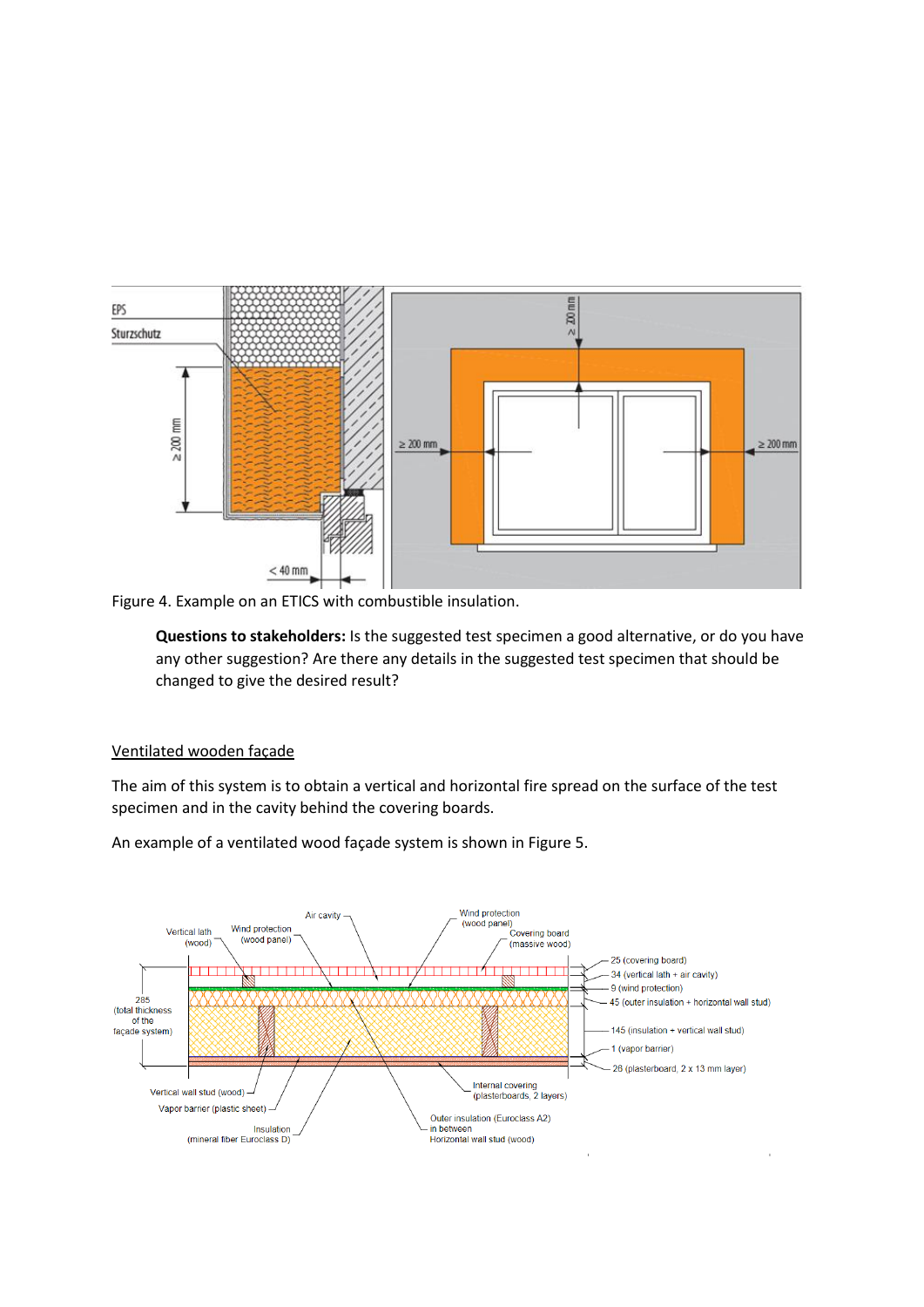Figure 4. Example on an ETICS with combustible insulation.

**Questions to stakeholders:** Is the suggested test specimen a good alternative, or do you have any other suggestion? Are there any details in the suggested test specimen that should be changed to give the desired result?

<u>Ventilated wooden façade</u>

The aim of this system is to obtain a vertical and horizontal fire spread on the surface of the test specimen and in the cavity behind the covering boards.

An example of a ventilated wood façade system is shown in Figure 5.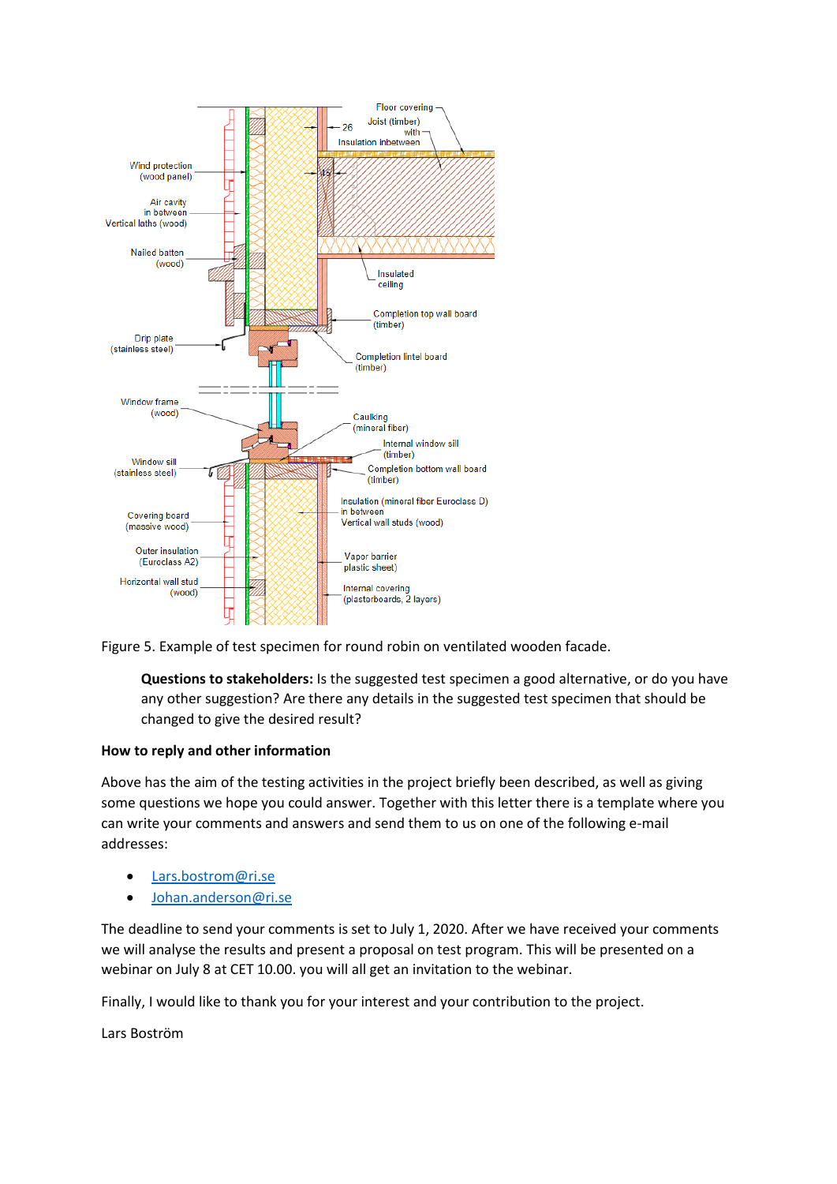Floor covering

Joist (timber) with Insulation inbetween

26

45

Wind protection (wood panel)

Air cavity in between Vertical laths (wood)

Nailed batten (wood)

Insulated ceiling

Completion top wall board (timber)

Drip plate (stainless steel)

Completion lintel board (timber)

Window frame (wood)

Caulking (mineral fiber)

Internal window sill (timber)

Window sill (stainless steel)

Completion bottom wall board (timber)

Insulation (mineral fiber Euroclass D) in between Vertical wall studs (wood)

Covering board (massive wood)

Outer insulation (Euroclass A2)

Vapor barrier plasic sheet)

Horizontal wall stud (wood)

Internal covering (plasterboards, 2 layers)

Figure 5. Example of test specimen for round robin on ventilated wooden facade.

> **Questions to stakeholders:** Is the suggested test specimen a good alternative, or do you have any other suggestion? Are there any details in the suggested test specimen that should be changed to give the desired result?

**How to reply and other information**

Above has the aim of the testing activities in the project briefly been described, as well as giving some questions we hope you could answer. Together with this letter there is a template where you can write your comments and answers and send them to us on one of the following e-mail addresses:

- Lars.bostrom@ri.se
- Johan.anderson@ri.se

The deadline to send your comments is set to July 1, 2020. After we have received your comments we will analyse the results and present a proposal on test program. This will be presented on a webinar on July 8 at CET 10.00. you will all get an invitation to the webinar.

Finally, I would like to thank you for your interest and your contribution to the project.

Lars Boström